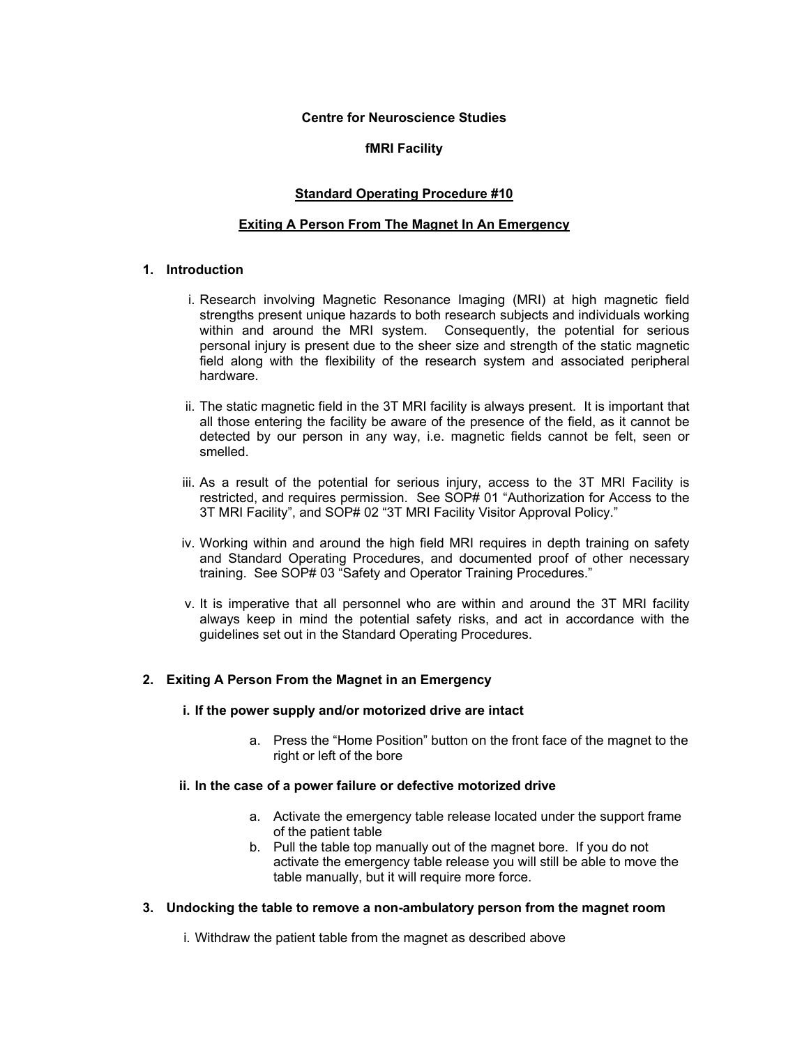**Centre for Neuroscience Studies**

**fMRI Facility**

# Standard Operating Procedure #10

## Exiting A Person From The Magnet In An Emergency

### 1. Introduction

i. Research involving Magnetic Resonance Imaging (MRI) at high magnetic field strengths present unique hazards to both research subjects and individuals working within and around the MRI system. Consequently, the potential for serious personal injury is present due to the sheer size and strength of the static magnetic field along with the flexibility of the research system and associated peripheral hardware.

ii. The static magnetic field in the 3T MRI facility is always present. It is important that all those entering the facility be aware of the presence of the field, as it cannot be detected by our person in any way, i.e. magnetic fields cannot be felt, seen or smelled.

iii. As a result of the potential for serious injury, access to the 3T MRI Facility is restricted, and requires permission. See SOP# 01 "Authorization for Access to the 3T MRI Facility", and SOP# 02 "3T MRI Facility Visitor Approval Policy."

iv. Working within and around the high field MRI requires in depth training on safety and Standard Operating Procedures, and documented proof of other necessary training. See SOP# 03 "Safety and Operator Training Procedures."

v. It is imperative that all personnel who are within and around the 3T MRI facility always keep in mind the potential safety risks, and act in accordance with the guidelines set out in the Standard Operating Procedures.

### 2. Exiting A Person From the Magnet in an Emergency

**i. If the power supply and/or motorized drive are intact**

a. Press the "Home Position" button on the front face of the magnet to the right or left of the bore

**ii. In the case of a power failure or defective motorized drive**

a. Activate the emergency table release located under the support frame of the patient table
b. Pull the table top manually out of the magnet bore. If you do not activate the emergency table release you will still be able to move the table manually, but it will require more force.

### 3. Undocking the table to remove a non-ambulatory person from the magnet room

i. Withdraw the patient table from the magnet as described above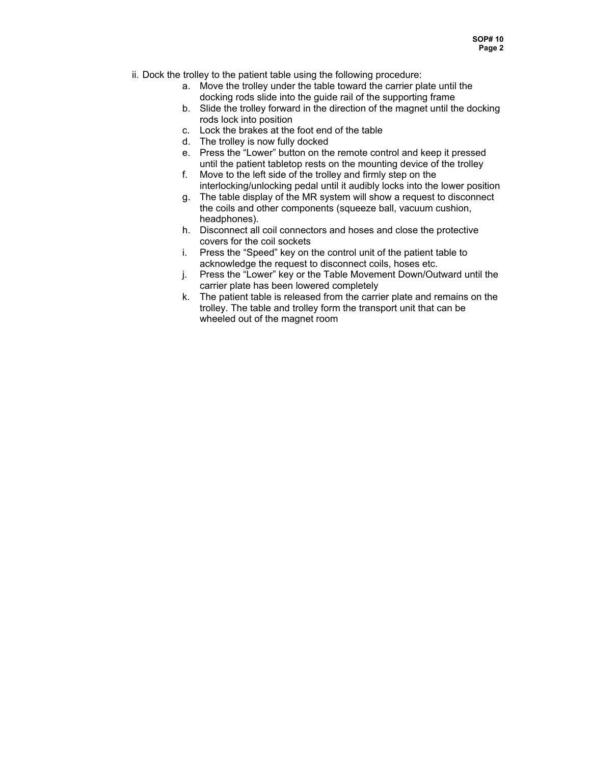ii. Dock the trolley to the patient table using the following procedure:
   a. Move the trolley under the table toward the carrier plate until the docking rods slide into the guide rail of the supporting frame
   b. Slide the trolley forward in the direction of the magnet until the docking rods lock into position
   c. Lock the brakes at the foot end of the table
   d. The trolley is now fully docked
   e. Press the "Lower" button on the remote control and keep it pressed until the patient tabletop rests on the mounting device of the trolley
   f. Move to the left side of the trolley and firmly step on the interlocking/unlocking pedal until it audibly locks into the lower position
   g. The table display of the MR system will show a request to disconnect the coils and other components (squeeze ball, vacuum cushion, headphones).
   h. Disconnect all coil connectors and hoses and close the protective covers for the coil sockets
   i. Press the "Speed" key on the control unit of the patient table to acknowledge the request to disconnect coils, hoses etc.
   j. Press the "Lower" key or the Table Movement Down/Outward until the carrier plate has been lowered completely
   k. The patient table is released from the carrier plate and remains on the trolley. The table and trolley form the transport unit that can be wheeled out of the magnet room